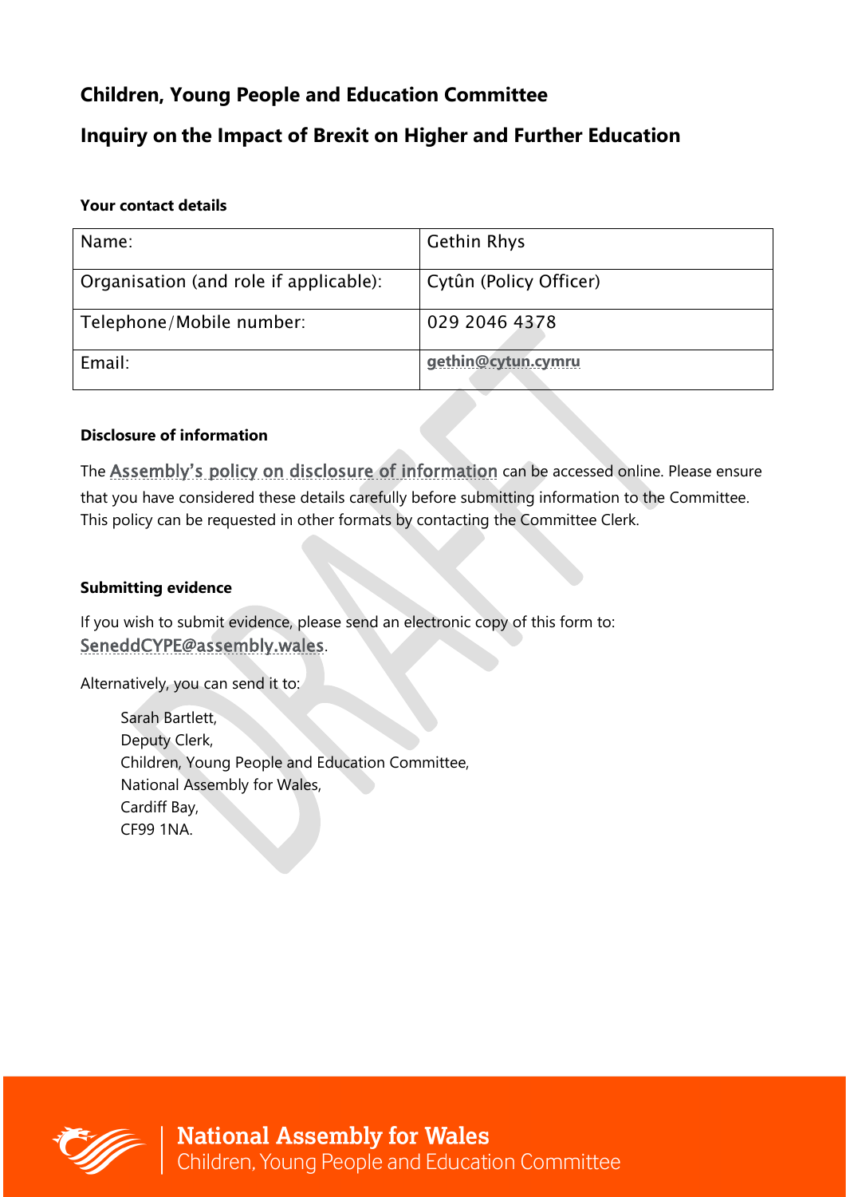# Children, Young People and Education Committee

## Inquiry on the Impact of Brexit on Higher and Further Education

**Your contact details**

| Name: | Gethin Rhys |
|---|---|
| Organisation (and role if applicable): | Cytûn (Policy Officer) |
| Telephone/Mobile number: | 029 2046 4378 |
| Email: | gethin@cytun.cymru |

**Disclosure of information**

The Assembly's policy on disclosure of information can be accessed online. Please ensure that you have considered these details carefully before submitting information to the Committee. This policy can be requested in other formats by contacting the Committee Clerk.

**Submitting evidence**

If you wish to submit evidence, please send an electronic copy of this form to: SeneddCYPE@assembly.wales.

Alternatively, you can send it to:

Sarah Bartlett,
Deputy Clerk,
Children, Young People and Education Committee,
National Assembly for Wales,
Cardiff Bay,
CF99 1NA.

National Assembly for Wales
Children, Young People and Education Committee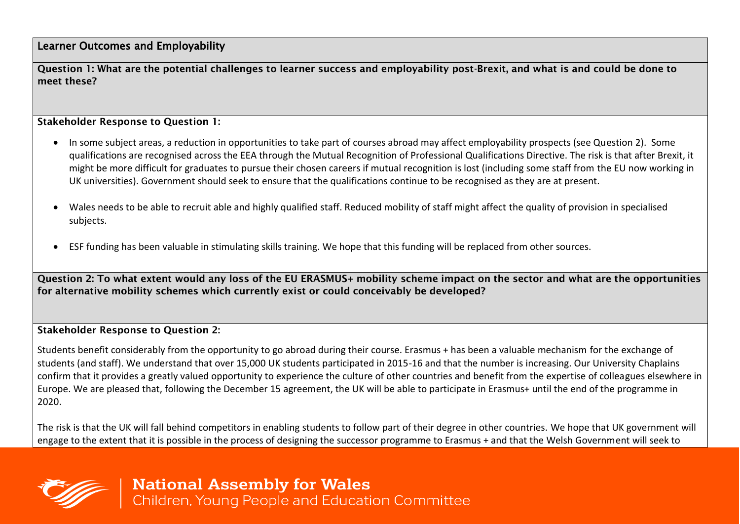## Learner Outcomes and Employability

**Question 1: What are the potential challenges to learner success and employability post-Brexit, and what is and could be done to meet these?**

**Stakeholder Response to Question 1:**

- In some subject areas, a reduction in opportunities to take part of courses abroad may affect employability prospects (see Question 2). Some qualifications are recognised across the EEA through the Mutual Recognition of Professional Qualifications Directive. The risk is that after Brexit, it might be more difficult for graduates to pursue their chosen careers if mutual recognition is lost (including some staff from the EU now working in UK universities). Government should seek to ensure that the qualifications continue to be recognised as they are at present.

- Wales needs to be able to recruit able and highly qualified staff. Reduced mobility of staff might affect the quality of provision in specialised subjects.

- ESF funding has been valuable in stimulating skills training. We hope that this funding will be replaced from other sources.

**Question 2: To what extent would any loss of the EU ERASMUS+ mobility scheme impact on the sector and what are the opportunities for alternative mobility schemes which currently exist or could conceivably be developed?**

**Stakeholder Response to Question 2:**

Students benefit considerably from the opportunity to go abroad during their course. Erasmus + has been a valuable mechanism for the exchange of students (and staff). We understand that over 15,000 UK students participated in 2015-16 and that the number is increasing. Our University Chaplains confirm that it provides a greatly valued opportunity to experience the culture of other countries and benefit from the expertise of colleagues elsewhere in Europe. We are pleased that, following the December 15 agreement, the UK will be able to participate in Erasmus+ until the end of the programme in 2020.

The risk is that the UK will fall behind competitors in enabling students to follow part of their degree in other countries. We hope that UK government will engage to the extent that it is possible in the process of designing the successor programme to Erasmus + and that the Welsh Government will seek to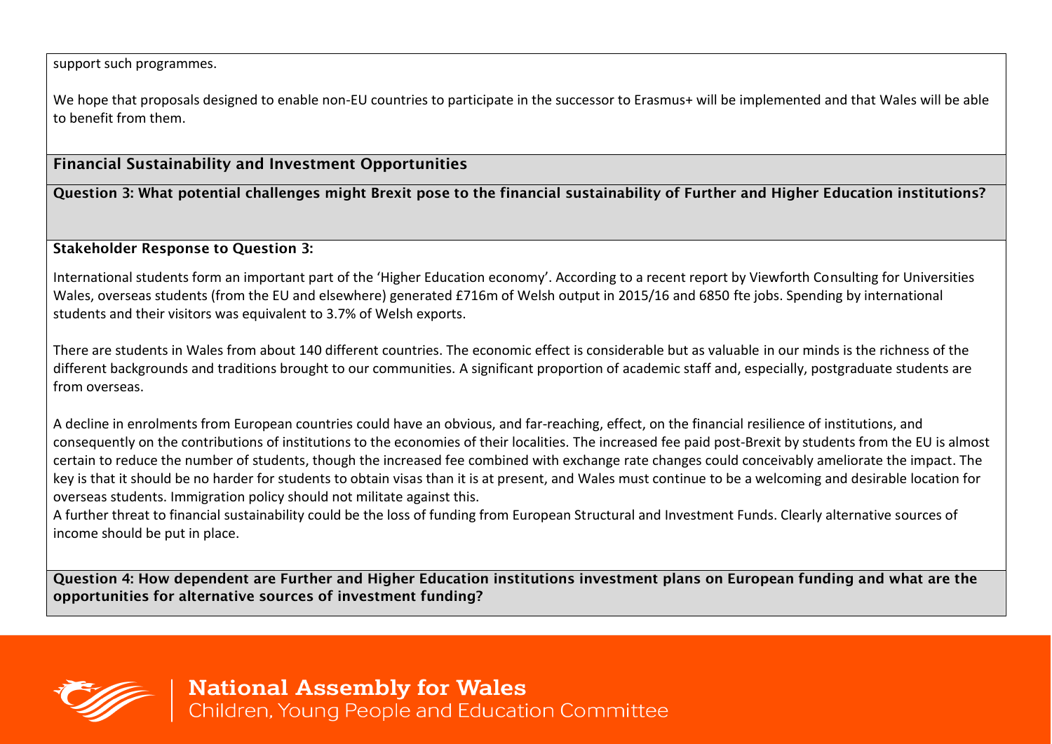support such programmes.

We hope that proposals designed to enable non-EU countries to participate in the successor to Erasmus+ will be implemented and that Wales will be able to benefit from them.

## Financial Sustainability and Investment Opportunities

**Question 3: What potential challenges might Brexit pose to the financial sustainability of Further and Higher Education institutions?**

**Stakeholder Response to Question 3:**

International students form an important part of the 'Higher Education economy'. According to a recent report by Viewforth Consulting for Universities Wales, overseas students (from the EU and elsewhere) generated £716m of Welsh output in 2015/16 and 6850 fte jobs. Spending by international students and their visitors was equivalent to 3.7% of Welsh exports.

There are students in Wales from about 140 different countries. The economic effect is considerable but as valuable in our minds is the richness of the different backgrounds and traditions brought to our communities. A significant proportion of academic staff and, especially, postgraduate students are from overseas.

A decline in enrolments from European countries could have an obvious, and far-reaching, effect, on the financial resilience of institutions, and consequently on the contributions of institutions to the economies of their localities. The increased fee paid post-Brexit by students from the EU is almost certain to reduce the number of students, though the increased fee combined with exchange rate changes could conceivably ameliorate the impact. The key is that it should be no harder for students to obtain visas than it is at present, and Wales must continue to be a welcoming and desirable location for overseas students. Immigration policy should not militate against this.

A further threat to financial sustainability could be the loss of funding from European Structural and Investment Funds. Clearly alternative sources of income should be put in place.

**Question 4: How dependent are Further and Higher Education institutions investment plans on European funding and what are the opportunities for alternative sources of investment funding?**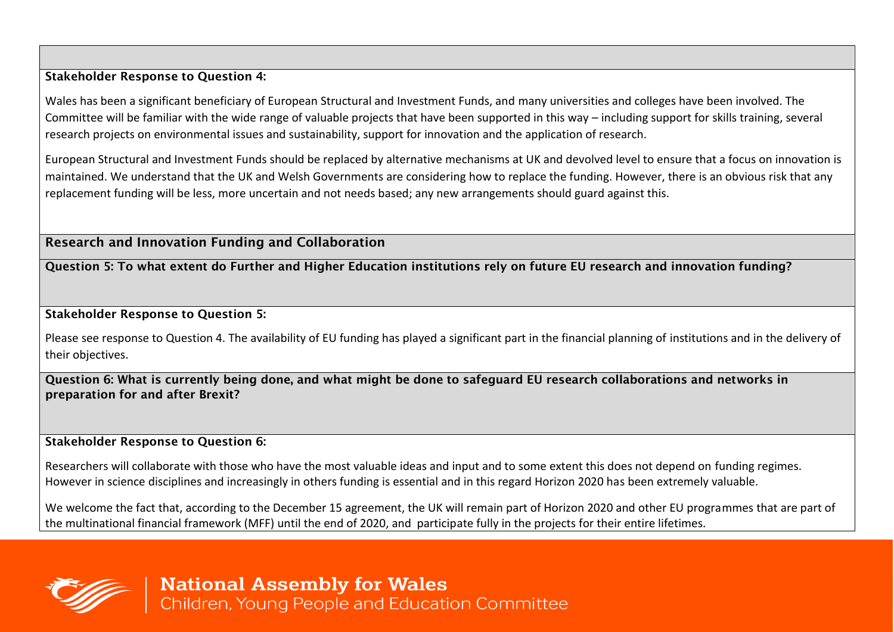**Stakeholder Response to Question 4:**

Wales has been a significant beneficiary of European Structural and Investment Funds, and many universities and colleges have been involved. The Committee will be familiar with the wide range of valuable projects that have been supported in this way – including support for skills training, several research projects on environmental issues and sustainability, support for innovation and the application of research.

European Structural and Investment Funds should be replaced by alternative mechanisms at UK and devolved level to ensure that a focus on innovation is maintained. We understand that the UK and Welsh Governments are considering how to replace the funding. However, there is an obvious risk that any replacement funding will be less, more uncertain and not needs based; any new arrangements should guard against this.

## Research and Innovation Funding and Collaboration

**Question 5: To what extent do Further and Higher Education institutions rely on future EU research and innovation funding?**

**Stakeholder Response to Question 5:**

Please see response to Question 4. The availability of EU funding has played a significant part in the financial planning of institutions and in the delivery of their objectives.

**Question 6: What is currently being done, and what might be done to safeguard EU research collaborations and networks in preparation for and after Brexit?**

**Stakeholder Response to Question 6:**

Researchers will collaborate with those who have the most valuable ideas and input and to some extent this does not depend on funding regimes. However in science disciplines and increasingly in others funding is essential and in this regard Horizon 2020 has been extremely valuable.

We welcome the fact that, according to the December 15 agreement, the UK will remain part of Horizon 2020 and other EU programmes that are part of the multinational financial framework (MFF) until the end of 2020, and participate fully in the projects for their entire lifetimes.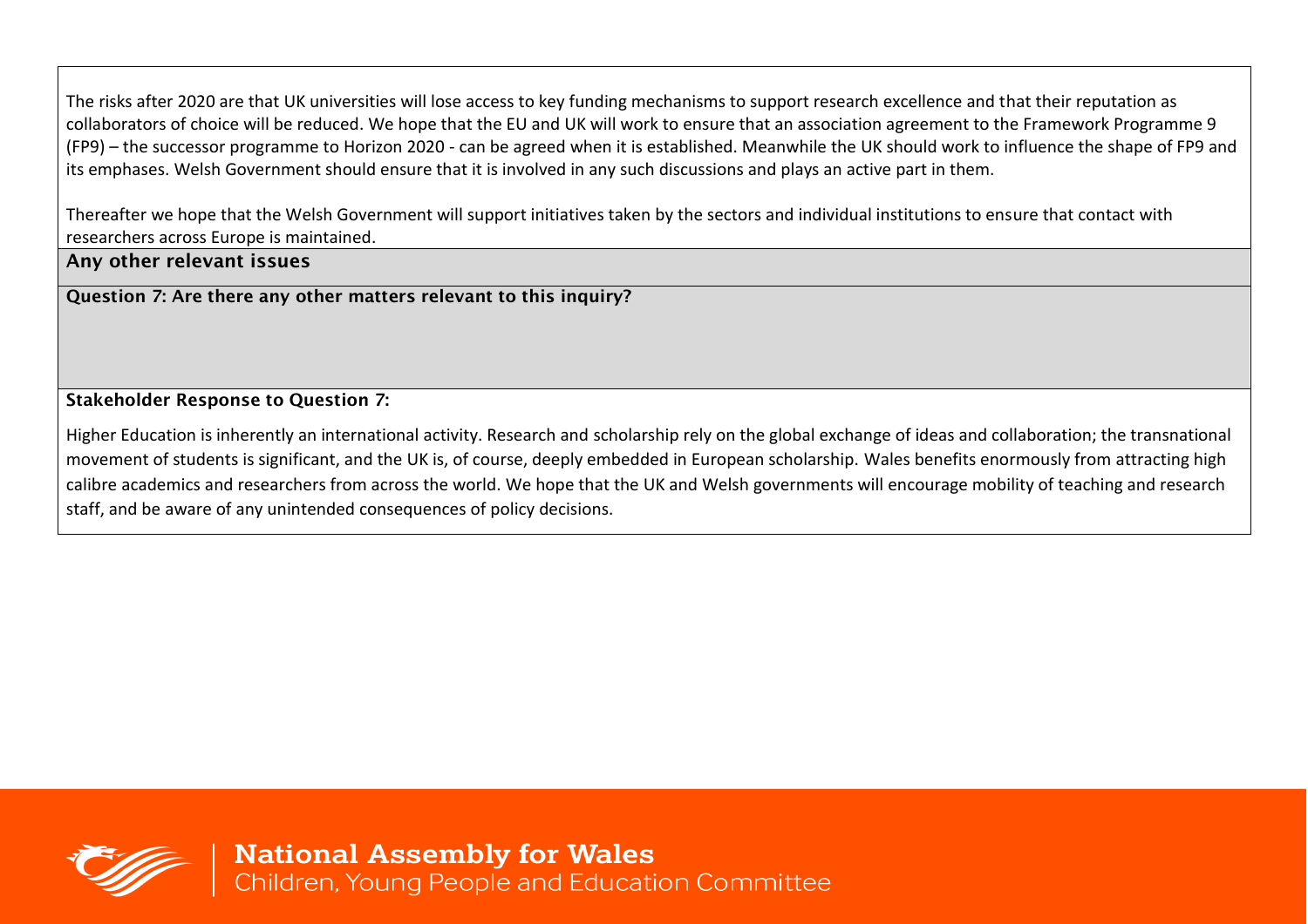The risks after 2020 are that UK universities will lose access to key funding mechanisms to support research excellence and that their reputation as collaborators of choice will be reduced. We hope that the EU and UK will work to ensure that an association agreement to the Framework Programme 9 (FP9) – the successor programme to Horizon 2020 - can be agreed when it is established. Meanwhile the UK should work to influence the shape of FP9 and its emphases. Welsh Government should ensure that it is involved in any such discussions and plays an active part in them.

Thereafter we hope that the Welsh Government will support initiatives taken by the sectors and individual institutions to ensure that contact with researchers across Europe is maintained.

## Any other relevant issues

**Question 7: Are there any other matters relevant to this inquiry?**

**Stakeholder Response to Question 7:**

Higher Education is inherently an international activity. Research and scholarship rely on the global exchange of ideas and collaboration; the transnational movement of students is significant, and the UK is, of course, deeply embedded in European scholarship. Wales benefits enormously from attracting high calibre academics and researchers from across the world. We hope that the UK and Welsh governments will encourage mobility of teaching and research staff, and be aware of any unintended consequences of policy decisions.